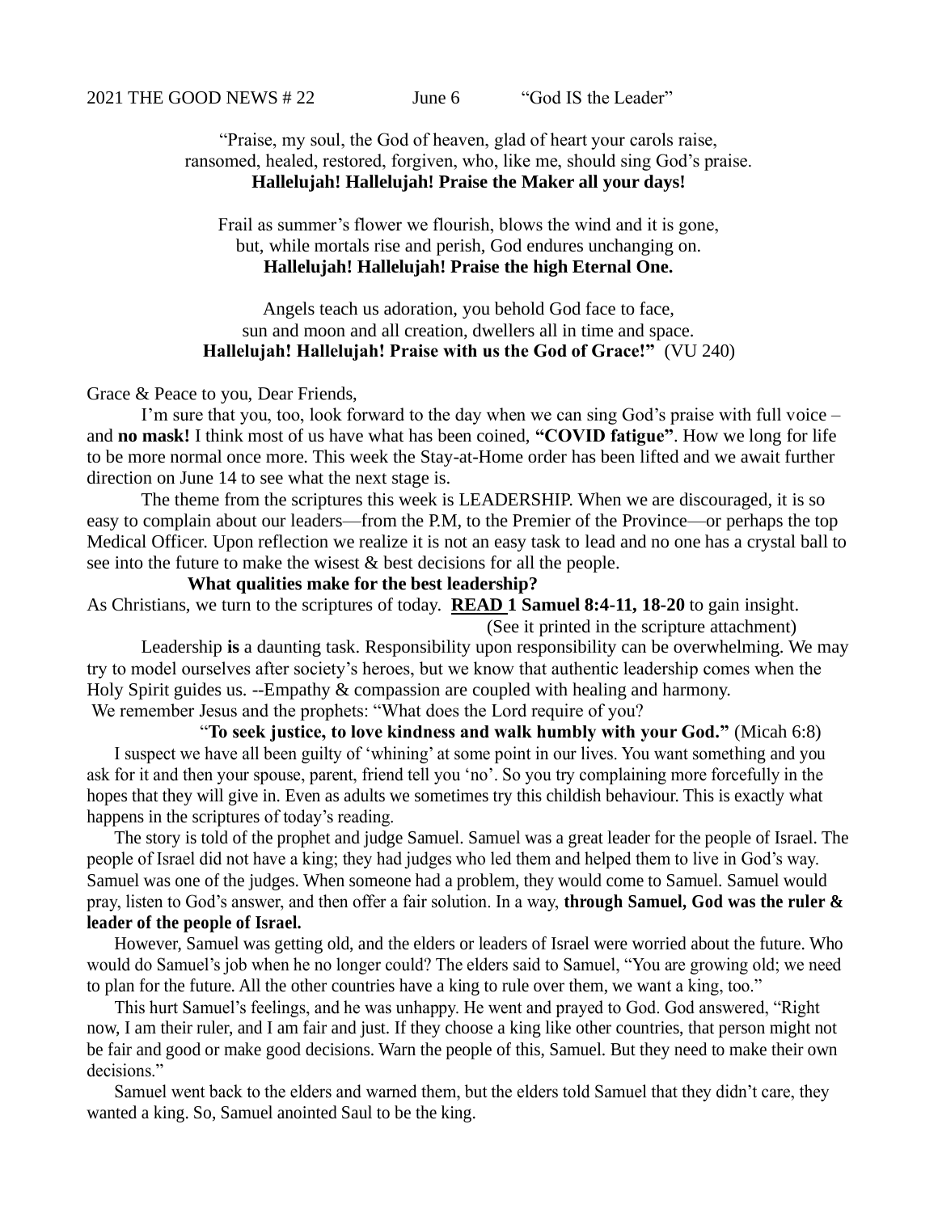2021 THE GOOD NEWS # 22 June 6 "God IS the Leader"

"Praise, my soul, the God of heaven, glad of heart your carols raise,
ransomed, healed, restored, forgiven, who, like me, should sing God's praise.
**Hallelujah! Hallelujah! Praise the Maker all your days!**

Frail as summer's flower we flourish, blows the wind and it is gone,
but, while mortals rise and perish, God endures unchanging on.
**Hallelujah! Hallelujah! Praise the high Eternal One.**

Angels teach us adoration, you behold God face to face,
sun and moon and all creation, dwellers all in time and space.
**Hallelujah! Hallelujah! Praise with us the God of Grace!"** (VU 240)

Grace & Peace to you, Dear Friends,

I'm sure that you, too, look forward to the day when we can sing God's praise with full voice – and **no mask!** I think most of us have what has been coined, **"COVID fatigue"**. How we long for life to be more normal once more. This week the Stay-at-Home order has been lifted and we await further direction on June 14 to see what the next stage is.

The theme from the scriptures this week is LEADERSHIP. When we are discouraged, it is so easy to complain about our leaders—from the P.M, to the Premier of the Province—or perhaps the top Medical Officer. Upon reflection we realize it is not an easy task to lead and no one has a crystal ball to see into the future to make the wisest & best decisions for all the people.

**What qualities make for the best leadership?**

As Christians, we turn to the scriptures of today. **READ 1 Samuel 8:4-11, 18-20** to gain insight. (See it printed in the scripture attachment)

Leadership **is** a daunting task. Responsibility upon responsibility can be overwhelming. We may try to model ourselves after society's heroes, but we know that authentic leadership comes when the Holy Spirit guides us. --Empathy & compassion are coupled with healing and harmony.

We remember Jesus and the prophets: "What does the Lord require of you?

"**To seek justice, to love kindness and walk humbly with your God."** (Micah 6:8)

I suspect we have all been guilty of 'whining' at some point in our lives. You want something and you ask for it and then your spouse, parent, friend tell you 'no'. So you try complaining more forcefully in the hopes that they will give in. Even as adults we sometimes try this childish behaviour. This is exactly what happens in the scriptures of today's reading.

The story is told of the prophet and judge Samuel. Samuel was a great leader for the people of Israel. The people of Israel did not have a king; they had judges who led them and helped them to live in God's way. Samuel was one of the judges. When someone had a problem, they would come to Samuel. Samuel would pray, listen to God's answer, and then offer a fair solution. In a way, **through Samuel, God was the ruler & leader of the people of Israel.**

However, Samuel was getting old, and the elders or leaders of Israel were worried about the future. Who would do Samuel's job when he no longer could? The elders said to Samuel, "You are growing old; we need to plan for the future. All the other countries have a king to rule over them, we want a king, too."

This hurt Samuel's feelings, and he was unhappy. He went and prayed to God. God answered, "Right now, I am their ruler, and I am fair and just. If they choose a king like other countries, that person might not be fair and good or make good decisions. Warn the people of this, Samuel. But they need to make their own decisions."

Samuel went back to the elders and warned them, but the elders told Samuel that they didn't care, they wanted a king. So, Samuel anointed Saul to be the king.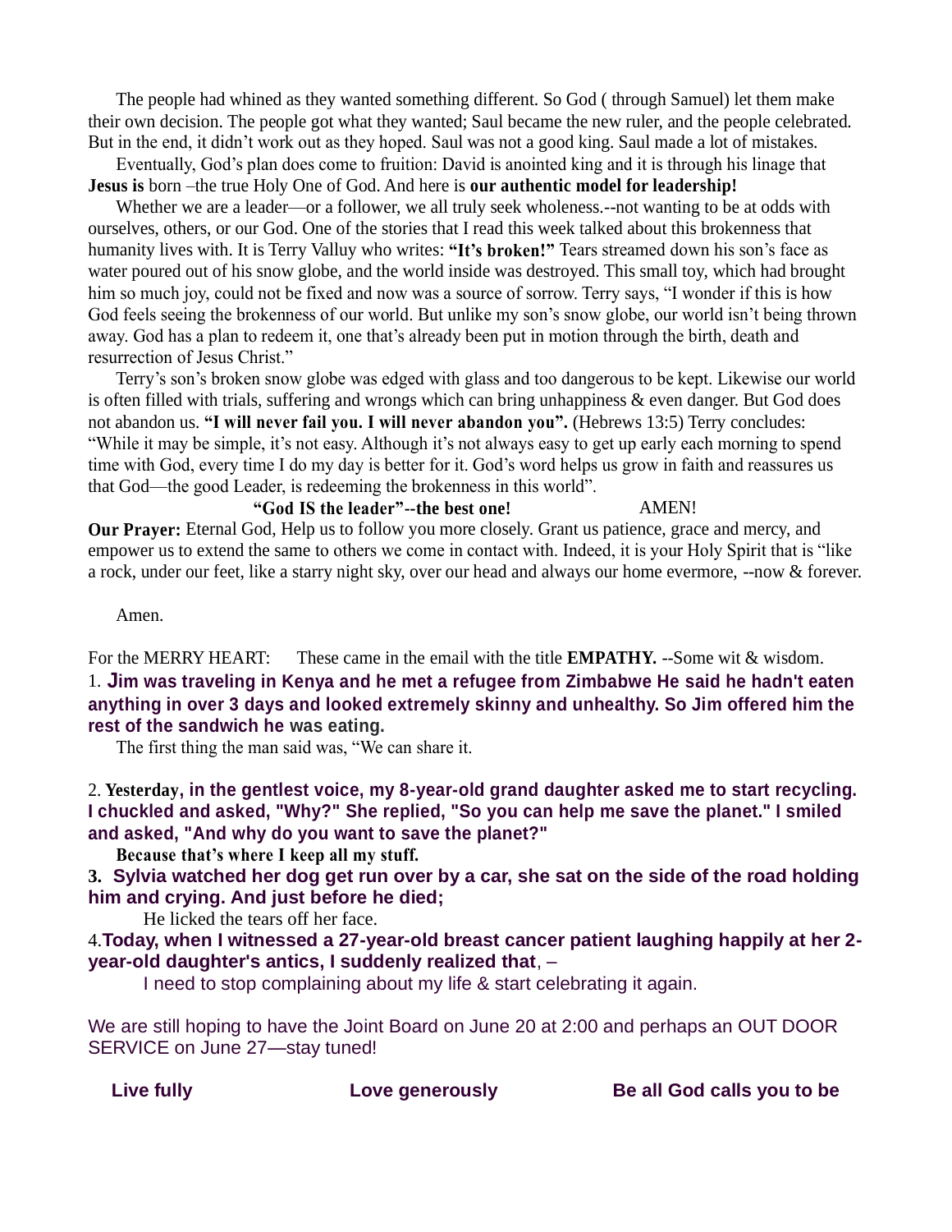The people had whined as they wanted something different. So God ( through Samuel) let them make their own decision. The people got what they wanted; Saul became the new ruler, and the people celebrated. But in the end, it didn't work out as they hoped. Saul was not a good king. Saul made a lot of mistakes.

Eventually, God's plan does come to fruition: David is anointed king and it is through his linage that **Jesus is** born –the true Holy One of God. And here is **our authentic model for leadership!**

Whether we are a leader—or a follower, we all truly seek wholeness.--not wanting to be at odds with ourselves, others, or our God. One of the stories that I read this week talked about this brokenness that humanity lives with. It is Terry Valluy who writes: **"It's broken!"** Tears streamed down his son's face as water poured out of his snow globe, and the world inside was destroyed. This small toy, which had brought him so much joy, could not be fixed and now was a source of sorrow. Terry says, "I wonder if this is how God feels seeing the brokenness of our world. But unlike my son's snow globe, our world isn't being thrown away. God has a plan to redeem it, one that's already been put in motion through the birth, death and resurrection of Jesus Christ."

Terry's son's broken snow globe was edged with glass and too dangerous to be kept. Likewise our world is often filled with trials, suffering and wrongs which can bring unhappiness & even danger. But God does not abandon us. **"I will never fail you. I will never abandon you".** (Hebrews 13:5) Terry concludes: "While it may be simple, it's not easy. Although it's not always easy to get up early each morning to spend time with God, every time I do my day is better for it. God's word helps us grow in faith and reassures us that God—the good Leader, is redeeming the brokenness in this world".

**"God IS the leader"--the best one!** AMEN!

**Our Prayer:** Eternal God, Help us to follow you more closely. Grant us patience, grace and mercy, and empower us to extend the same to others we come in contact with. Indeed, it is your Holy Spirit that is "like a rock, under our feet, like a starry night sky, over our head and always our home evermore, --now & forever.

Amen.

For the MERRY HEART: These came in the email with the title **EMPATHY.** --Some wit & wisdom.

1. **Jim was traveling in Kenya and he met a refugee from Zimbabwe He said he hadn't eaten anything in over 3 days and looked extremely skinny and unhealthy. So Jim offered him the rest of the sandwich he was eating.**

The first thing the man said was, "We can share it.

2. **Yesterday, in the gentlest voice, my 8-year-old grand daughter asked me to start recycling. I chuckled and asked, "Why?" She replied, "So you can help me save the planet." I smiled and asked, "And why do you want to save the planet?"**

**Because that's where I keep all my stuff.**

3. **Sylvia watched her dog get run over by a car, she sat on the side of the road holding him and crying. And just before he died;**

He licked the tears off her face.

4. **Today, when I witnessed a 27-year-old breast cancer patient laughing happily at her 2-year-old daughter's antics, I suddenly realized that**, –

I need to stop complaining about my life & start celebrating it again.

We are still hoping to have the Joint Board on June 20 at 2:00 and perhaps an OUT DOOR SERVICE on June 27—stay tuned!

**Live fully** **Love generously** **Be all God calls you to be**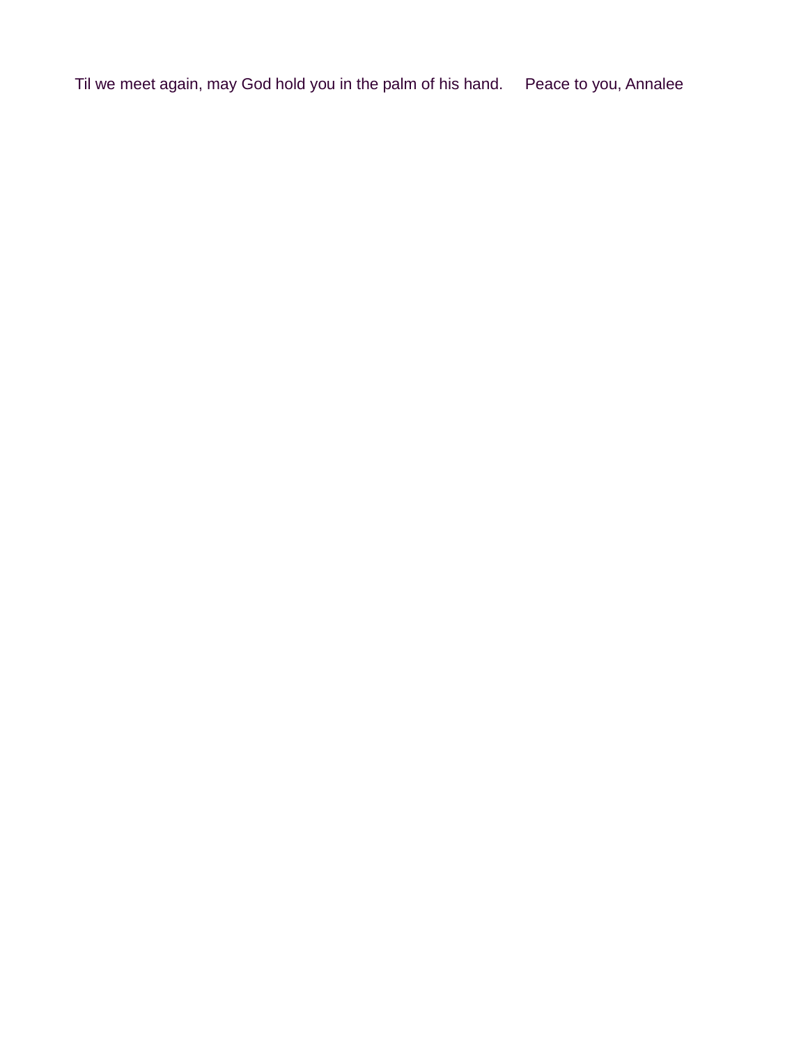Til we meet again, may God hold you in the palm of his hand.     Peace to you, Annalee